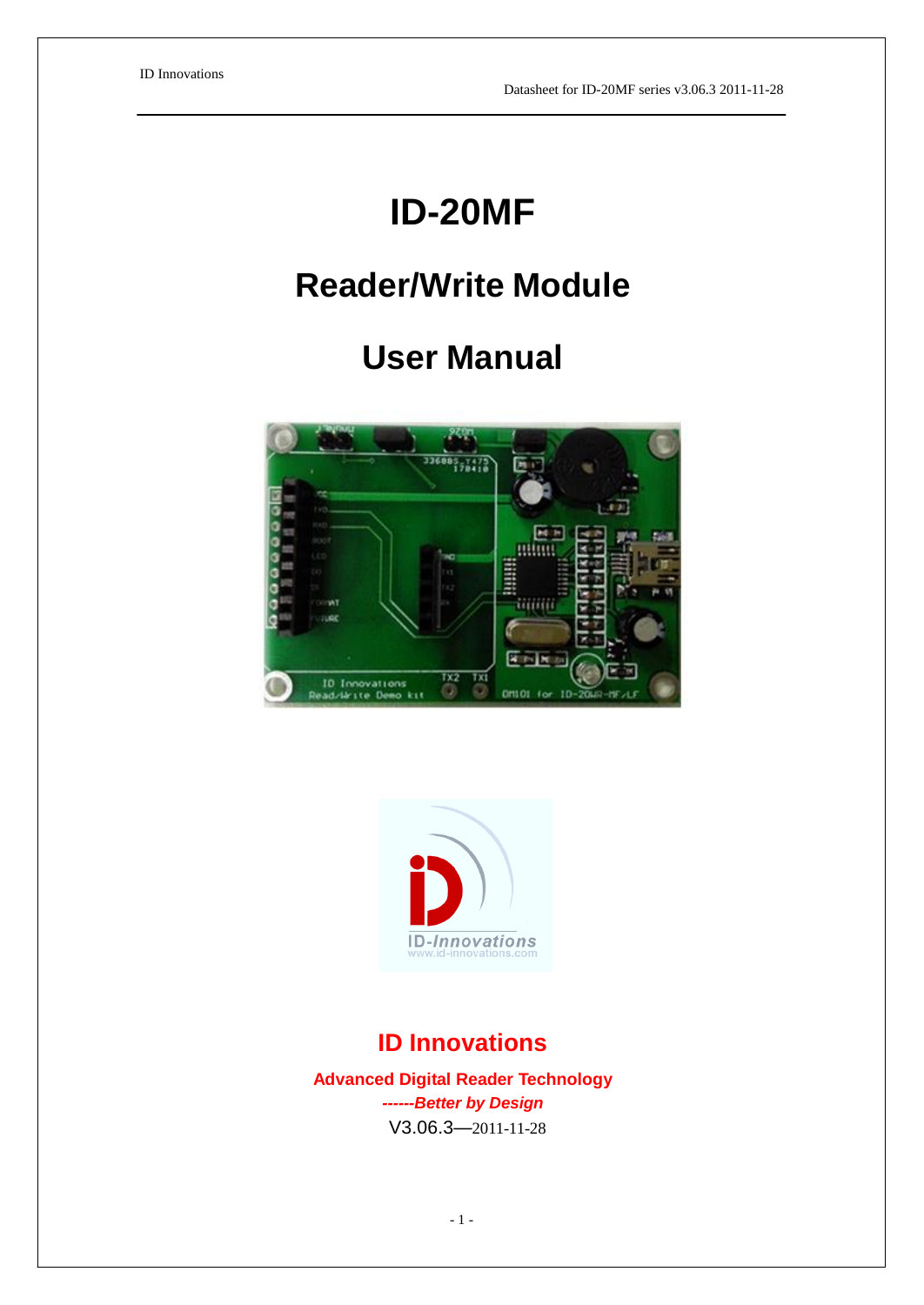# ID-20MF

# Reader/Write Module

# User Manual

**ID Innovations**

**Advanced Digital Reader Technology**

***------Better by Design***

V3.06.3—2011-11-28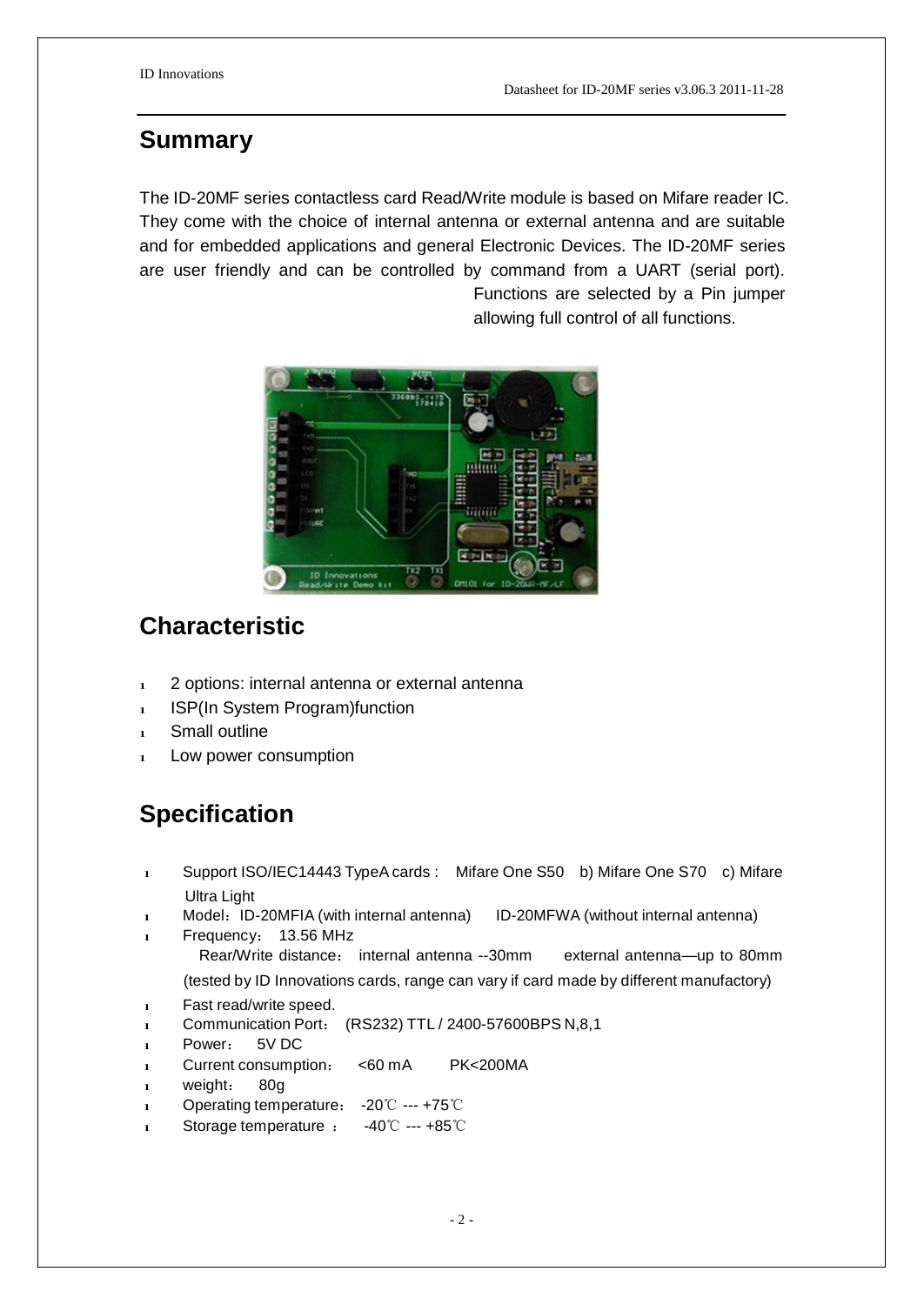## Summary

The ID-20MF series contactless card Read/Write module is based on Mifare reader IC. They come with the choice of internal antenna or external antenna and are suitable and for embedded applications and general Electronic Devices. The ID-20MF series are user friendly and can be controlled by command from a UART (serial port). Functions are selected by a Pin jumper allowing full control of all functions.

## Characteristic

- 2 options: internal antenna or external antenna
- ISP(In System Program)function
- Small outline
- Low power consumption

## Specification

- Support ISO/IEC14443 TypeA cards : Mifare One S50 b) Mifare One S70 c) Mifare Ultra Light
- Model：ID-20MFIA (with internal antenna) ID-20MFWA (without internal antenna)
- Frequency： 13.56 MHz
  Rear/Write distance： internal antenna --30mm external antenna—up to 80mm
  (tested by ID Innovations cards, range can vary if card made by different manufactory)
- Fast read/write speed.
- Communication Port： (RS232) TTL / 2400-57600BPS N,8,1
- Power： 5V DC
- Current consumption： <60 mA PK<200MA
- weight： 80g
- Operating temperature： -20℃ --- +75℃
- Storage temperature ： -40℃ --- +85℃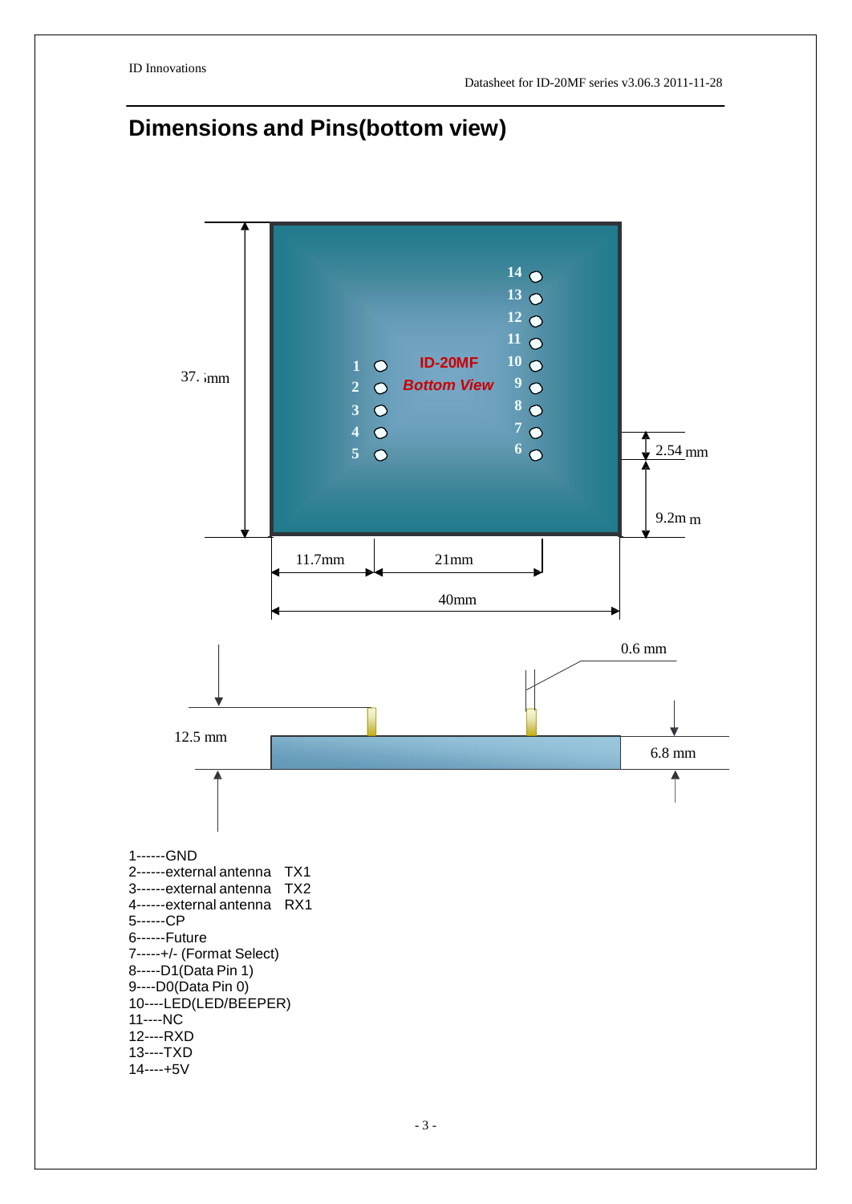# Dimensions and Pins(bottom view)

1------GND
2------external antenna TX1
3------external antenna TX2
4------external antenna RX1
5------CP
6------Future
7-----+/- (Format Select)
8-----D1(Data Pin 1)
9----D0(Data Pin 0)
10----LED(LED/BEEPER)
11----NC
12----RXD
13----TXD
14----+5V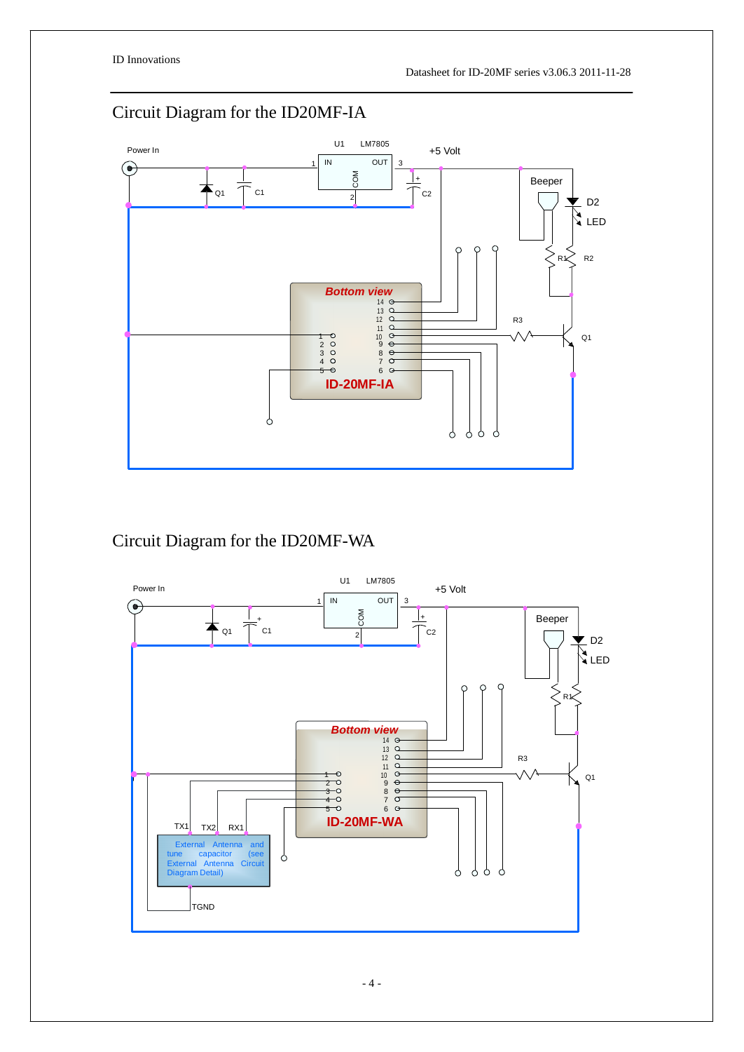## Circuit Diagram for the ID20MF-IA

Power In

U1 LM7805

IN OUT COM

+5 Volt

Q1 C1 C2

Beeper

D2 LED

R1 R2 R3 Q1

*Bottom view*

**ID-20MF-IA**

## Circuit Diagram for the ID20MF-WA

Power In

U1 LM7805

IN OUT COM

+5 Volt

Q1 C1 C2

Beeper

D2 LED

R1 R3 Q1

*Bottom view*

**ID-20MF-WA**

TX1 TX2 RX1

External Antenna and tune capacitor (see External Antenna Circuit Diagram Detail)

TGND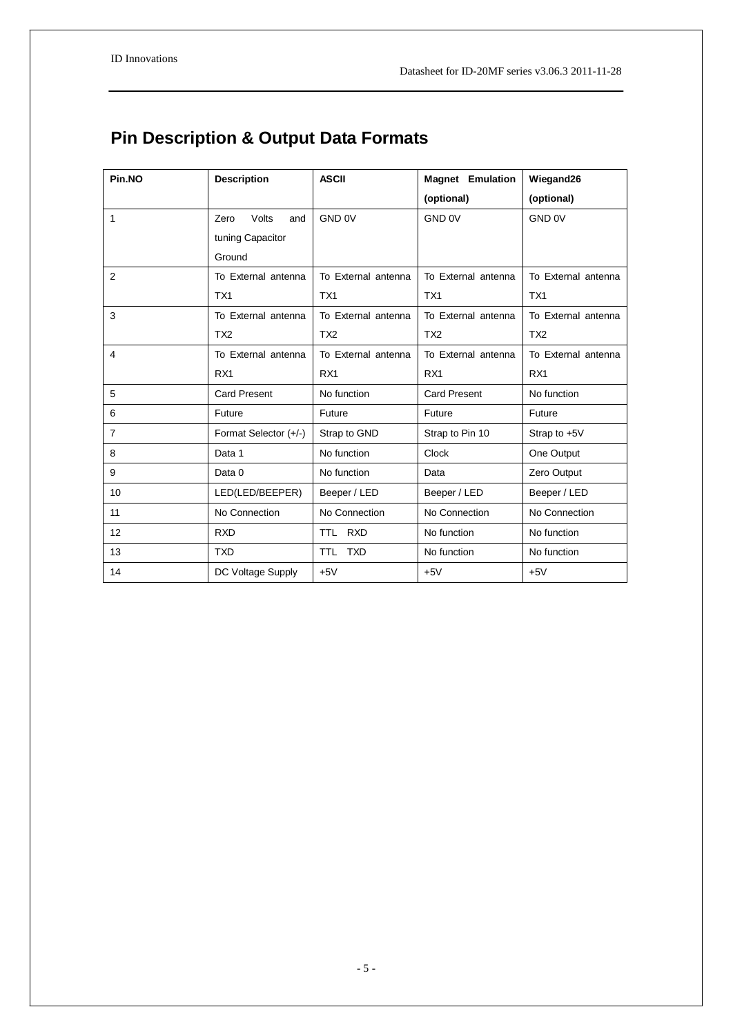## Pin Description & Output Data Formats

| Pin.NO | Description | ASCII | Magnet Emulation (optional) | Wiegand26 (optional) |
|---|---|---|---|---|
| 1 | Zero Volts and tuning Capacitor Ground | GND 0V | GND 0V | GND 0V |
| 2 | To External antenna TX1 | To External antenna TX1 | To External antenna TX1 | To External antenna TX1 |
| 3 | To External antenna TX2 | To External antenna TX2 | To External antenna TX2 | To External antenna TX2 |
| 4 | To External antenna RX1 | To External antenna RX1 | To External antenna RX1 | To External antenna RX1 |
| 5 | Card Present | No function | Card Present | No function |
| 6 | Future | Future | Future | Future |
| 7 | Format Selector (+/-) | Strap to GND | Strap to Pin 10 | Strap to +5V |
| 8 | Data 1 | No function | Clock | One Output |
| 9 | Data 0 | No function | Data | Zero Output |
| 10 | LED(LED/BEEPER) | Beeper / LED | Beeper / LED | Beeper / LED |
| 11 | No Connection | No Connection | No Connection | No Connection |
| 12 | RXD | TTL RXD | No function | No function |
| 13 | TXD | TTL TXD | No function | No function |
| 14 | DC Voltage Supply | +5V | +5V | +5V |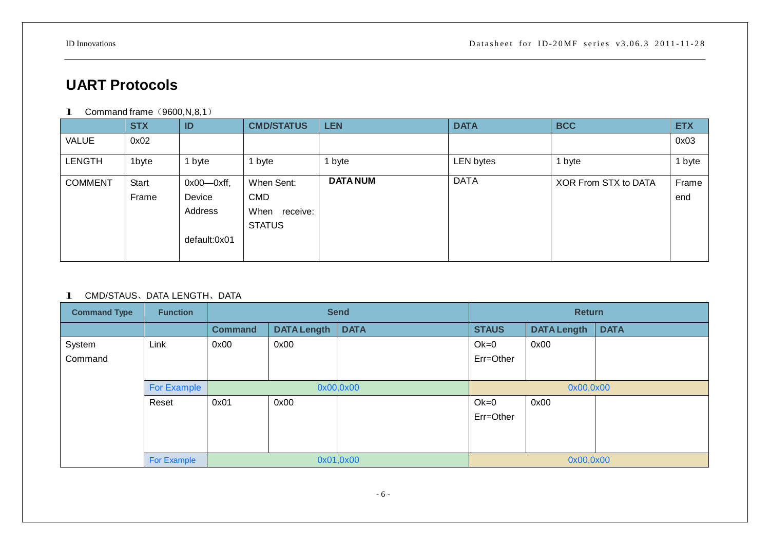# UART Protocols

- Command frame（9600,N,8,1）

| | STX | ID | CMD/STATUS | LEN | DATA | BCC | ETX |
|---|---|---|---|---|---|---|---|
| VALUE | 0x02 | | | | | | 0x03 |
| LENGTH | 1byte | 1 byte | 1 byte | 1 byte | LEN bytes | 1 byte | 1 byte |
| COMMENT | Start Frame | 0x00—0xff, Device Address default:0x01 | When Sent: CMD When receive: STATUS | **DATA NUM** | DATA | XOR From STX to DATA | Frame end |

- CMD/STAUS、DATA LENGTH、DATA

| Command Type | Function | Send | | | Return | | |
|---|---|---|---|---|---|---|---|
| | | Command | DATA Length | DATA | STAUS | DATA Length | DATA |
| System Command | Link | 0x00 | 0x00 | | Ok=0 Err=Other | 0x00 | |
| | For Example | 0x00,0x00 | | | 0x00,0x00 | | |
| | Reset | 0x01 | 0x00 | | Ok=0 Err=Other | 0x00 | |
| | For Example | 0x01,0x00 | | | 0x00,0x00 | | |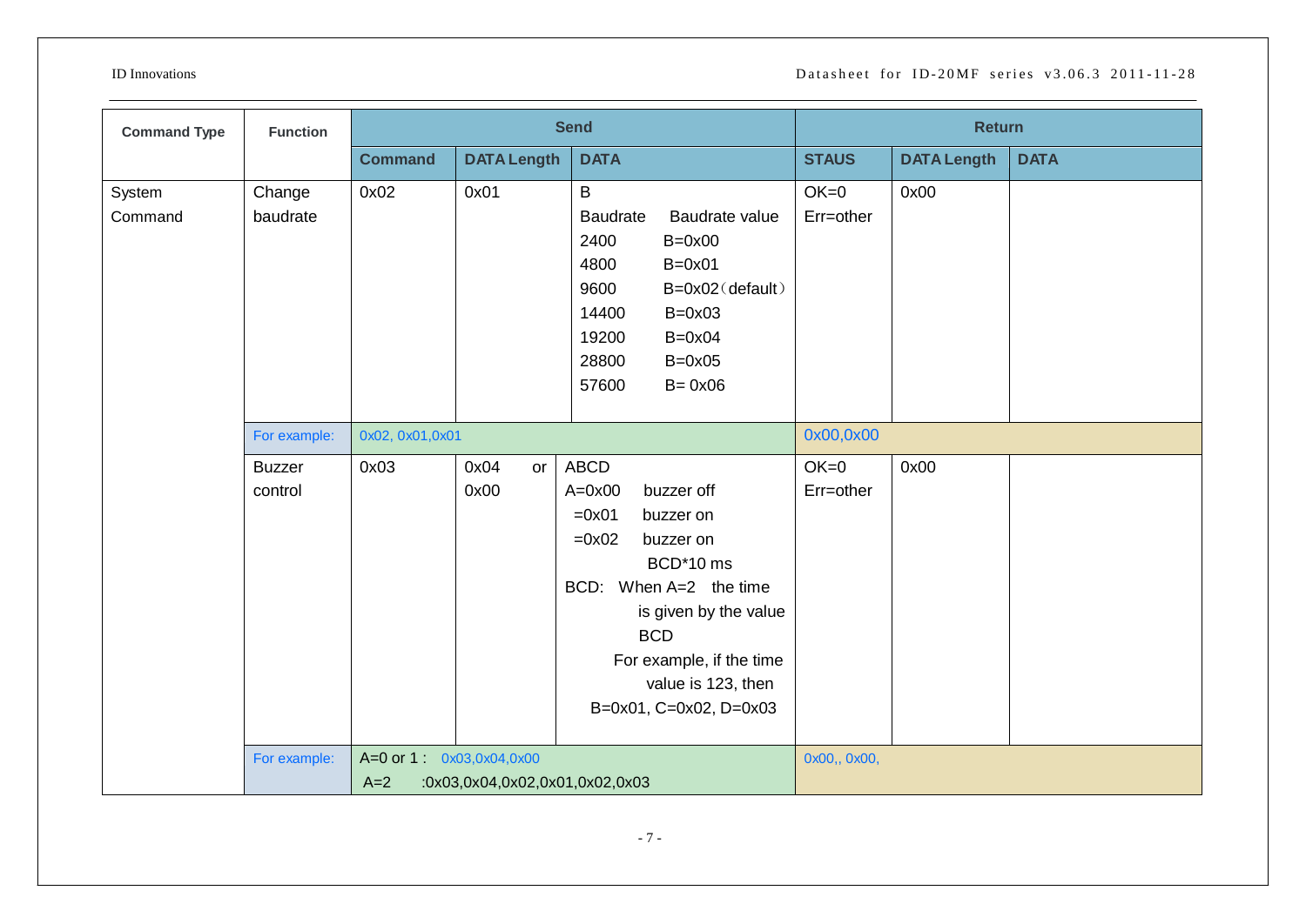| Command Type | Function | Send | | | Return | | |
|---|---|---|---|---|---|---|---|
| | | Command | DATA Length | DATA | STAUS | DATA Length | DATA |
| System Command | Change baudrate | 0x02 | 0x01 | B<br>Baudrate Baudrate value<br>2400 B=0x00<br>4800 B=0x01<br>9600 B=0x02（default）<br>14400 B=0x03<br>19200 B=0x04<br>28800 B=0x05<br>57600 B= 0x06 | OK=0<br>Err=other | 0x00 | |
| | For example: | 0x02, 0x01,0x01 | | | 0x00,0x00 | | |
| | Buzzer control | 0x03 | 0x04 or 0x00 | ABCD<br>A=0x00 buzzer off<br>=0x01 buzzer on<br>=0x02 buzzer on BCD*10 ms<br>BCD: When A=2 the time is given by the value BCD<br>For example, if the time value is 123, then B=0x01, C=0x02, D=0x03 | OK=0<br>Err=other | 0x00 | |
| | For example: | A=0 or 1 : 0x03,0x04,0x00<br>A=2 :0x03,0x04,0x02,0x01,0x02,0x03 | | | 0x00,, 0x00, | | |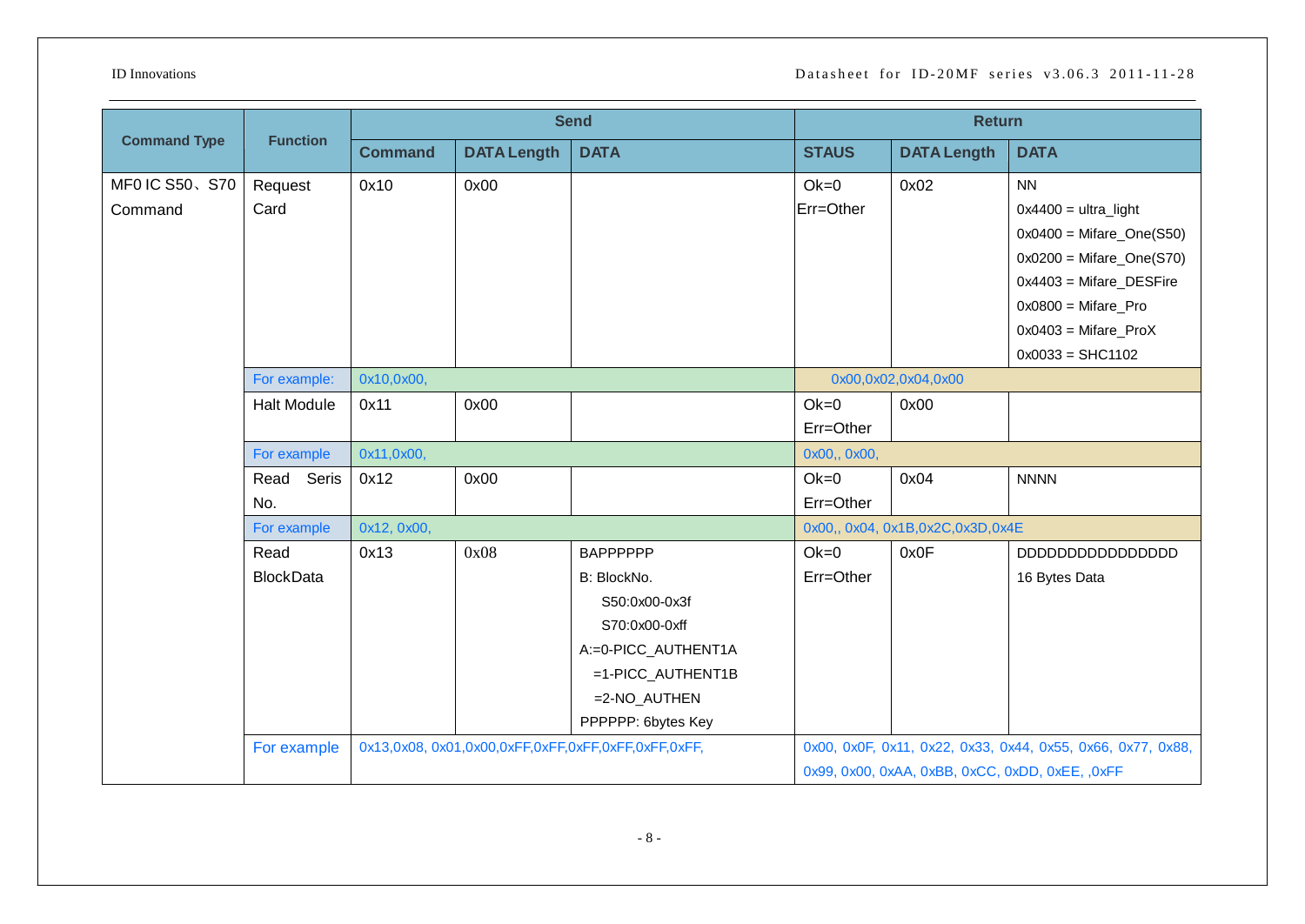| Command Type | Function | Send | | | Return | | |
|---|---|---|---|---|---|---|---|
| | | Command | DATA Length | DATA | STAUS | DATA Length | DATA |
| MF0 IC S50、S70 Command | Request Card | 0x10 | 0x00 | | Ok=0 Err=Other | 0x02 | NN 0x4400 = ultra_light 0x0400 = Mifare_One(S50) 0x0200 = Mifare_One(S70) 0x4403 = Mifare_DESFire 0x0800 = Mifare_Pro 0x0403 = Mifare_ProX 0x0033 = SHC1102 |
| | For example: | 0x10,0x00, | | | 0x00,0x02,0x04,0x00 | | |
| | Halt Module | 0x11 | 0x00 | | Ok=0 Err=Other | 0x00 | |
| | For example | 0x11,0x00, | | | 0x00,, 0x00, | | |
| | Read Seris No. | 0x12 | 0x00 | | Ok=0 Err=Other | 0x04 | NNNN |
| | For example | 0x12, 0x00, | | | 0x00,, 0x04, 0x1B,0x2C,0x3D,0x4E | | |
| | Read BlockData | 0x13 | 0x08 | BAPPPPPP B: BlockNo. S50:0x00-0x3f S70:0x00-0xff A:=0-PICC_AUTHENT1A =1-PICC_AUTHENT1B =2-NO_AUTHEN PPPPPP: 6bytes Key | Ok=0 Err=Other | 0x0F | DDDDDDDDDDDDDDDD 16 Bytes Data |
| | For example | 0x13,0x08, 0x01,0x00,0xFF,0xFF,0xFF,0xFF,0xFF,0xFF, | | | 0x00, 0x0F, 0x11, 0x22, 0x33, 0x44, 0x55, 0x66, 0x77, 0x88, 0x99, 0x00, 0xAA, 0xBB, 0xCC, 0xDD, 0xEE, ,0xFF | | |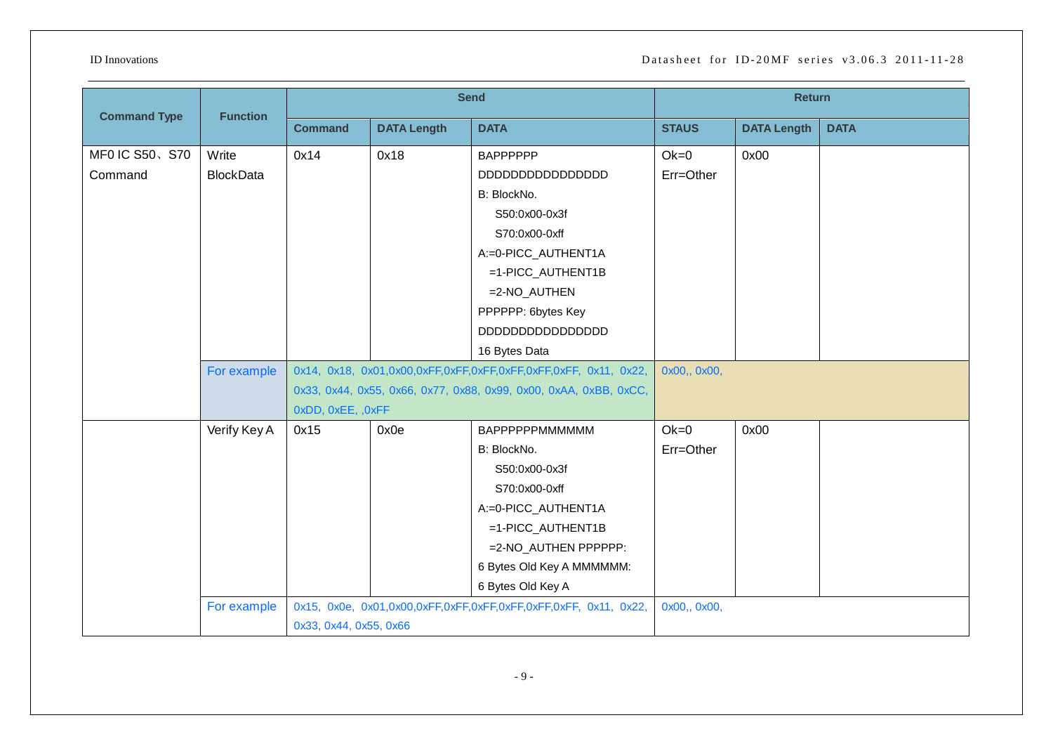| Command Type | Function | Send | | | Return | | |
|---|---|---|---|---|---|---|---|
| | | Command | DATA Length | DATA | STAUS | DATA Length | DATA |
| MF0 IC S50、S70 Command | Write BlockData | 0x14 | 0x18 | BAPPPPPP<br>DDDDDDDDDDDDDDDD<br>B: BlockNo.<br>S50:0x00-0x3f<br>S70:0x00-0xff<br>A:=0-PICC_AUTHENT1A<br>=1-PICC_AUTHENT1B<br>=2-NO_AUTHEN<br>PPPPPP: 6bytes Key<br>DDDDDDDDDDDDDDDD<br>16 Bytes Data | Ok=0<br>Err=Other | 0x00 | |
| | For example | 0x14, 0x18, 0x01,0x00,0xFF,0xFF,0xFF,0xFF,0xFF,0xFF, 0x11, 0x22, 0x33, 0x44, 0x55, 0x66, 0x77, 0x88, 0x99, 0x00, 0xAA, 0xBB, 0xCC, 0xDD, 0xEE, ,0xFF | | | 0x00,, 0x00, | | |
| | Verify Key A | 0x15 | 0x0e | BAPPPPPPMMMMMM<br>B: BlockNo.<br>S50:0x00-0x3f<br>S70:0x00-0xff<br>A:=0-PICC_AUTHENT1A<br>=1-PICC_AUTHENT1B<br>=2-NO_AUTHEN PPPPPP:<br>6 Bytes Old Key A MMMMMM:<br>6 Bytes Old Key A | Ok=0<br>Err=Other | 0x00 | |
| | For example | 0x15, 0x0e, 0x01,0x00,0xFF,0xFF,0xFF,0xFF,0xFF,0xFF, 0x11, 0x22, 0x33, 0x44, 0x55, 0x66 | | | 0x00,, 0x00, | | |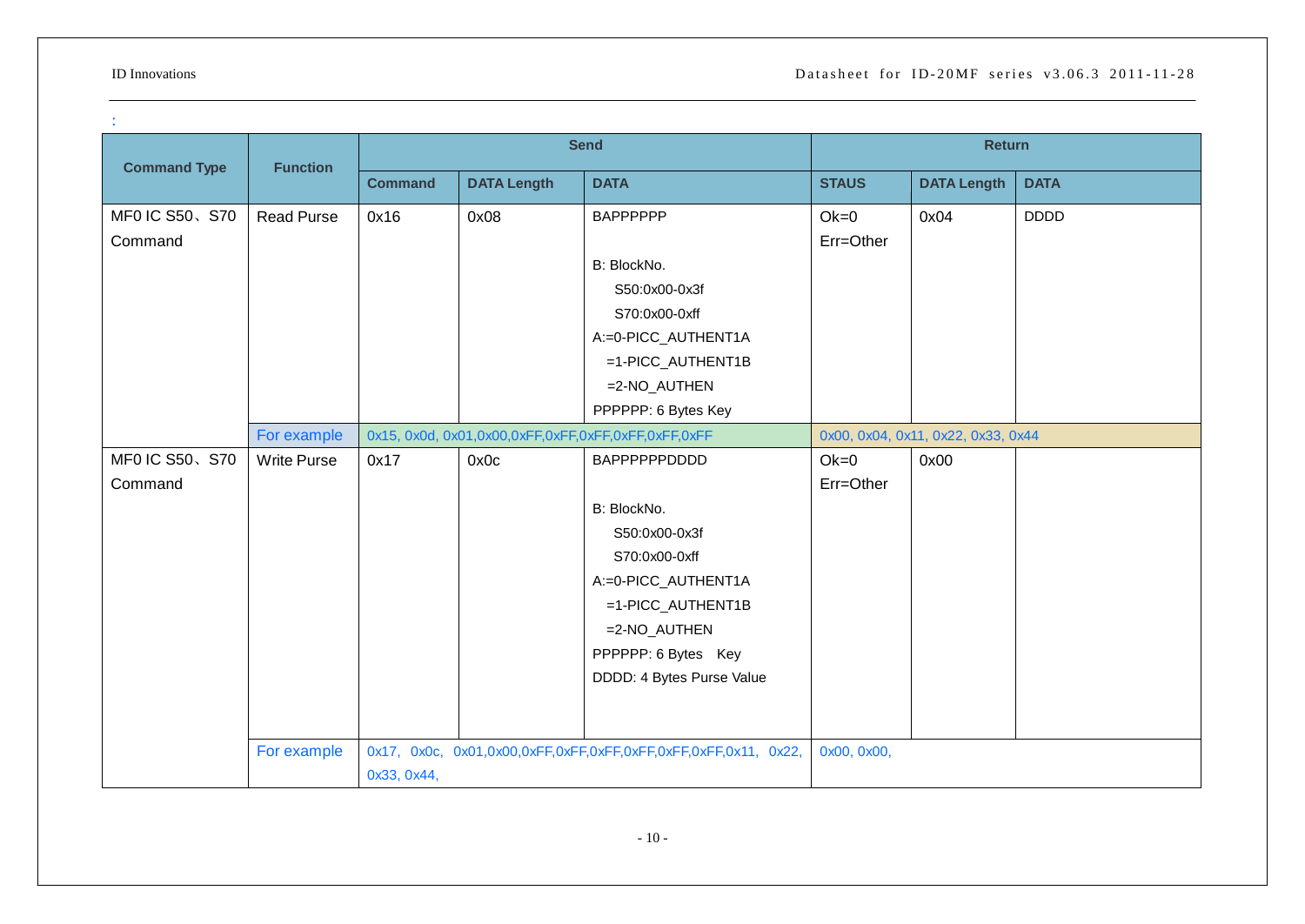:

| Command Type | Function | Send | | | Return | | |
|---|---|---|---|---|---|---|---|
| | | Command | DATA Length | DATA | STAUS | DATA Length | DATA |
| MF0 IC S50、S70 Command | Read Purse | 0x16 | 0x08 | BAPPPPPP<br><br>B: BlockNo.<br>S50:0x00-0x3f<br>S70:0x00-0xff<br>A:=0-PICC_AUTHENT1A<br>=1-PICC_AUTHENT1B<br>=2-NO_AUTHEN<br>PPPPPP: 6 Bytes Key | Ok=0<br>Err=Other | 0x04 | DDDD |
| | For example | 0x15, 0x0d, 0x01,0x00,0xFF,0xFF,0xFF,0xFF,0xFF,0xFF | | | 0x00, 0x04, 0x11, 0x22, 0x33, 0x44 | | |
| MF0 IC S50、S70 Command | Write Purse | 0x17 | 0x0c | BAPPPPPPDDDD<br><br>B: BlockNo.<br>S50:0x00-0x3f<br>S70:0x00-0xff<br>A:=0-PICC_AUTHENT1A<br>=1-PICC_AUTHENT1B<br>=2-NO_AUTHEN<br>PPPPPP: 6 Bytes Key<br>DDDD: 4 Bytes Purse Value | Ok=0<br>Err=Other | 0x00 | |
| | For example | 0x17, 0x0c, 0x01,0x00,0xFF,0xFF,0xFF,0xFF,0xFF,0xFF,0x11, 0x22, 0x33, 0x44, | | | 0x00, 0x00, | | |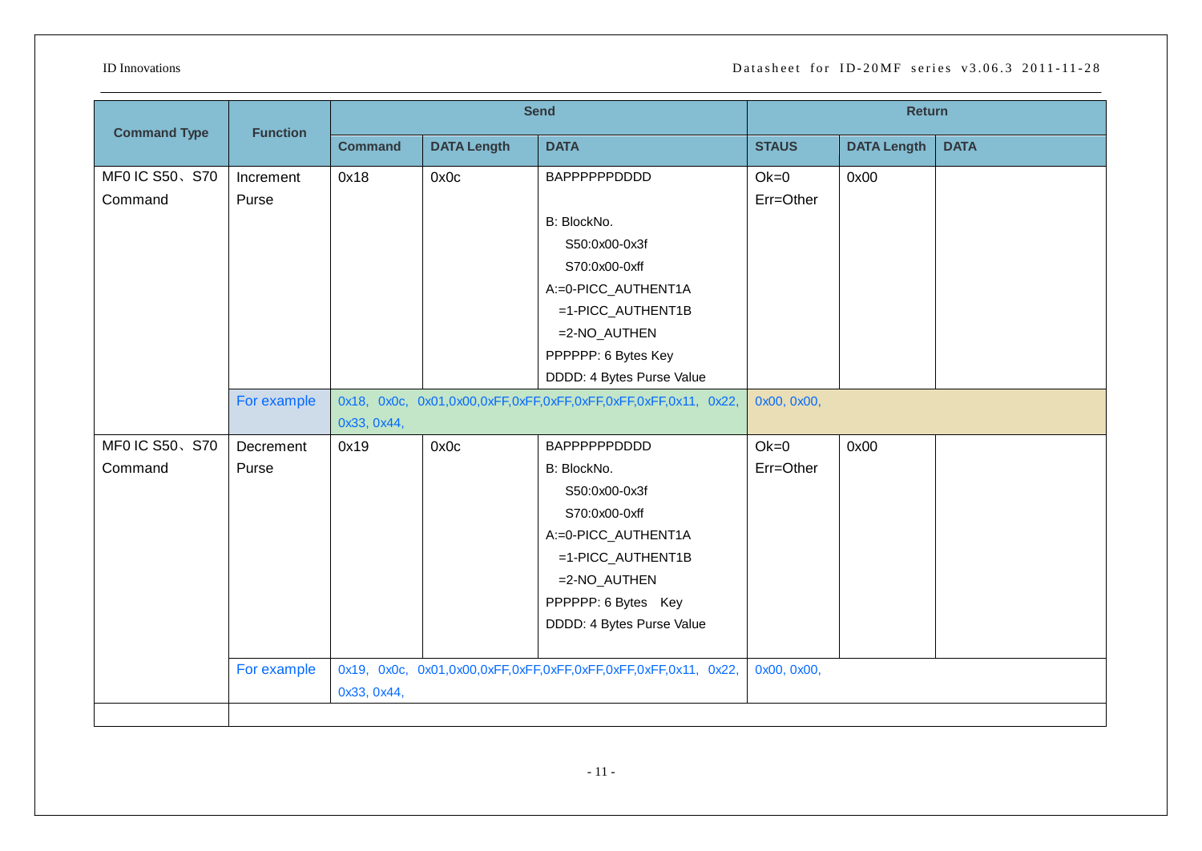| Command Type | Function | Send | | | Return | | |
|---|---|---|---|---|---|---|---|
| | | Command | DATA Length | DATA | STAUS | DATA Length | DATA |
| MF0 IC S50、S70 Command | Increment Purse | 0x18 | 0x0c | BAPPPPPPDDDD<br><br>B: BlockNo.<br>S50:0x00-0x3f<br>S70:0x00-0xff<br>A:=0-PICC_AUTHENT1A<br>=1-PICC_AUTHENT1B<br>=2-NO_AUTHEN<br>PPPPPP: 6 Bytes Key<br>DDDD: 4 Bytes Purse Value | Ok=0<br>Err=Other | 0x00 | |
| | For example | 0x18, 0x0c, 0x01,0x00,0xFF,0xFF,0xFF,0xFF,0xFF,0xFF,0x11, 0x22, 0x33, 0x44, | | | 0x00, 0x00, | | |
| MF0 IC S50、S70 Command | Decrement Purse | 0x19 | 0x0c | BAPPPPPPDDDD<br>B: BlockNo.<br>S50:0x00-0x3f<br>S70:0x00-0xff<br>A:=0-PICC_AUTHENT1A<br>=1-PICC_AUTHENT1B<br>=2-NO_AUTHEN<br>PPPPPP: 6 Bytes Key<br>DDDD: 4 Bytes Purse Value | Ok=0<br>Err=Other | 0x00 | |
| | For example | 0x19, 0x0c, 0x01,0x00,0xFF,0xFF,0xFF,0xFF,0xFF,0xFF,0x11, 0x22, 0x33, 0x44, | | | 0x00, 0x00, | | |
| | | | | | | | |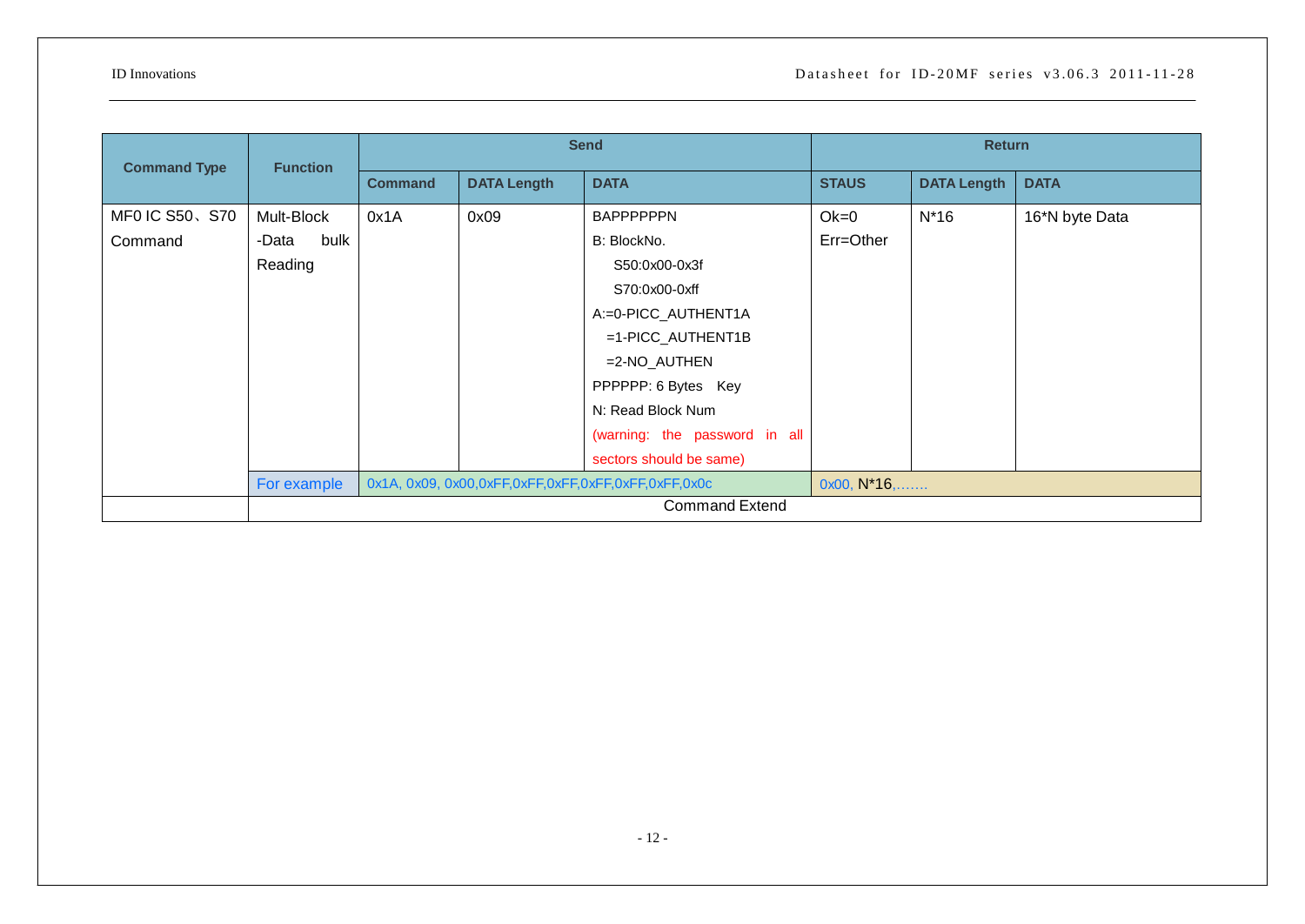| Command Type | Function | Send | | | Return | | |
|---|---|---|---|---|---|---|---|
| | | Command | DATA Length | DATA | STAUS | DATA Length | DATA |
| MF0 IC S50、S70 Command | Mult-Block -Data bulk Reading | 0x1A | 0x09 | BAPPPPPPN<br>B: BlockNo.<br>S50:0x00-0x3f<br>S70:0x00-0xff<br>A:=0-PICC_AUTHENT1A<br>=1-PICC_AUTHENT1B<br>=2-NO_AUTHEN<br>PPPPPP: 6 Bytes Key<br>N: Read Block Num<br>(warning: the password in all sectors should be same) | Ok=0<br>Err=Other | N*16 | 16*N byte Data |
| | For example | 0x1A, 0x09, 0x00,0xFF,0xFF,0xFF,0xFF,0xFF,0xFF,0x0c | | | 0x00, N*16,……. | | |
| | Command Extend | | | | | | |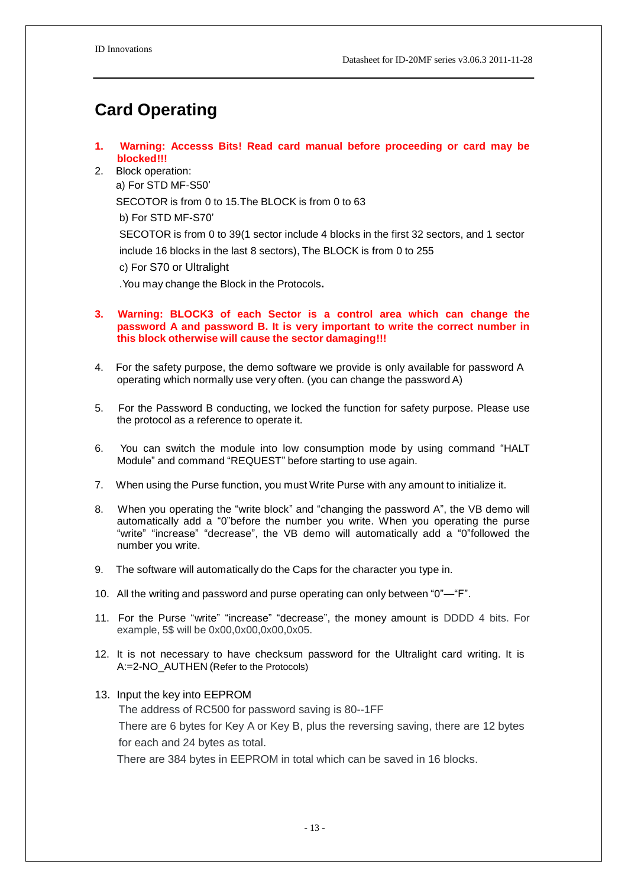# Card Operating

1. **Warning: Accesss Bits! Read card manual before proceeding or card may be blocked!!!**
2. Block operation:

   a) For STD MF-S50'

   SECOTOR is from 0 to 15.The BLOCK is from 0 to 63

   b) For STD MF-S70'

   SECOTOR is from 0 to 39(1 sector include 4 blocks in the first 32 sectors, and 1 sector include 16 blocks in the last 8 sectors), The BLOCK is from 0 to 255

   c) For S70 or Ultralight

   .You may change the Block in the Protocols**.**

3. **Warning: BLOCK3 of each Sector is a control area which can change the password A and password B. It is very important to write the correct number in this block otherwise will cause the sector damaging!!!**

4. For the safety purpose, the demo software we provide is only available for password A operating which normally use very often. (you can change the password A)

5. For the Password B conducting, we locked the function for safety purpose. Please use the protocol as a reference to operate it.

6. You can switch the module into low consumption mode by using command "HALT Module" and command "REQUEST" before starting to use again.

7. When using the Purse function, you must Write Purse with any amount to initialize it.

8. When you operating the "write block" and "changing the password A", the VB demo will automatically add a "0"before the number you write. When you operating the purse "write" "increase" "decrease", the VB demo will automatically add a "0"followed the number you write.

9. The software will automatically do the Caps for the character you type in.

10. All the writing and password and purse operating can only between "0"—"F".

11. For the Purse "write" "increase" "decrease", the money amount is DDDD 4 bits. For example, 5$ will be 0x00,0x00,0x00,0x05.

12. It is not necessary to have checksum password for the Ultralight card writing. It is A:=2-NO_AUTHEN (Refer to the Protocols)

13. Input the key into EEPROM

    The address of RC500 for password saving is 80--1FF

    There are 6 bytes for Key A or Key B, plus the reversing saving, there are 12 bytes for each and 24 bytes as total.

    There are 384 bytes in EEPROM in total which can be saved in 16 blocks.